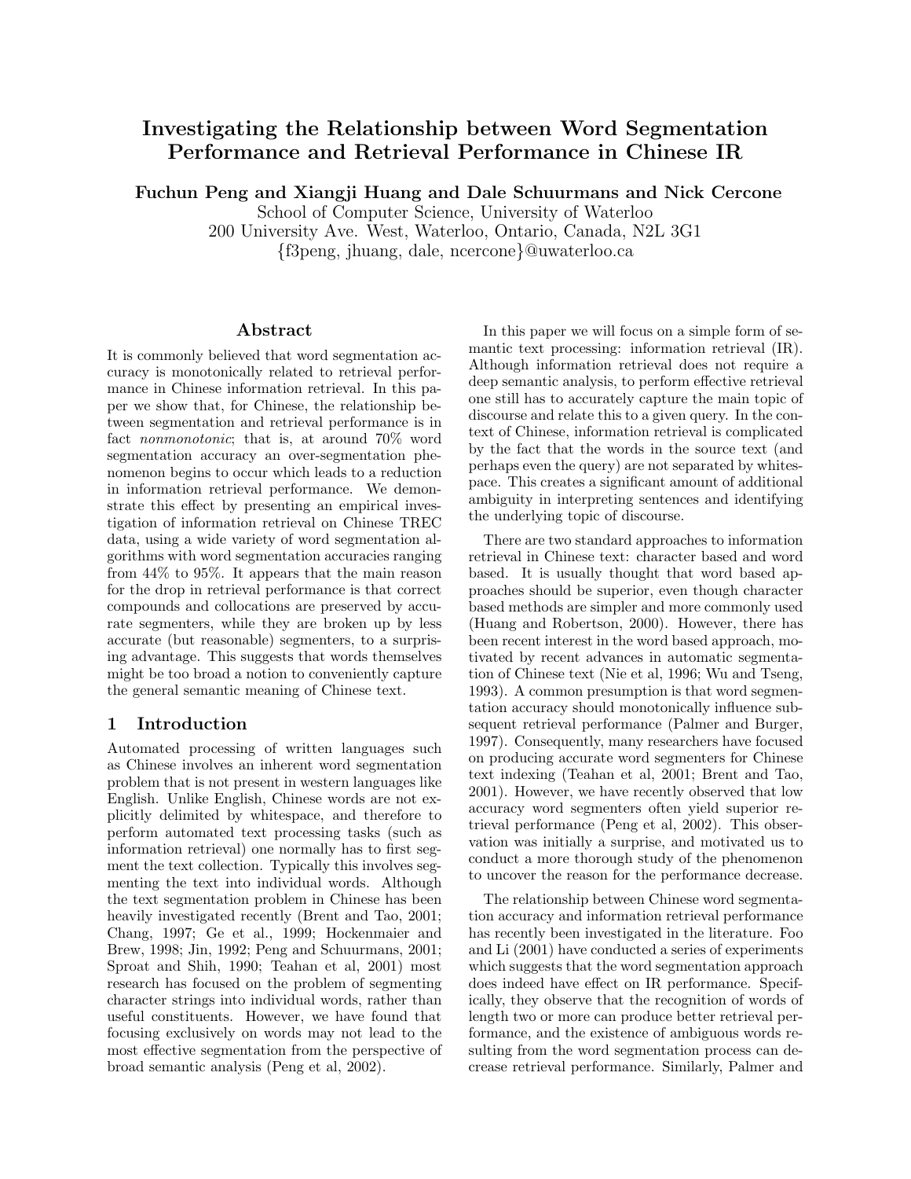# Investigating the Relationship between Word Segmentation Performance and Retrieval Performance in Chinese IR

**Fuchun Peng and Xiangji Huang and Dale Schuurmans and Nick Cercone**

School of Computer Science, University of Waterloo
200 University Ave. West, Waterloo, Ontario, Canada, N2L 3G1
{f3peng, jhuang, dale, ncercone}@uwaterloo.ca

## Abstract

It is commonly believed that word segmentation accuracy is monotonically related to retrieval performance in Chinese information retrieval. In this paper we show that, for Chinese, the relationship between segmentation and retrieval performance is in fact *nonmonotonic*; that is, at around 70% word segmentation accuracy an over-segmentation phenomenon begins to occur which leads to a reduction in information retrieval performance. We demonstrate this effect by presenting an empirical investigation of information retrieval on Chinese TREC data, using a wide variety of word segmentation algorithms with word segmentation accuracies ranging from 44% to 95%. It appears that the main reason for the drop in retrieval performance is that correct compounds and collocations are preserved by accurate segmenters, while they are broken up by less accurate (but reasonable) segmenters, to a surprising advantage. This suggests that words themselves might be too broad a notion to conveniently capture the general semantic meaning of Chinese text.

## 1 Introduction

Automated processing of written languages such as Chinese involves an inherent word segmentation problem that is not present in western languages like English. Unlike English, Chinese words are not explicitly delimited by whitespace, and therefore to perform automated text processing tasks (such as information retrieval) one normally has to first segment the text collection. Typically this involves segmenting the text into individual words. Although the text segmentation problem in Chinese has been heavily investigated recently (Brent and Tao, 2001; Chang, 1997; Ge et al., 1999; Hockenmaier and Brew, 1998; Jin, 1992; Peng and Schuurmans, 2001; Sproat and Shih, 1990; Teahan et al, 2001) most research has focused on the problem of segmenting character strings into individual words, rather than useful constituents. However, we have found that focusing exclusively on words may not lead to the most effective segmentation from the perspective of broad semantic analysis (Peng et al, 2002).

In this paper we will focus on a simple form of semantic text processing: information retrieval (IR). Although information retrieval does not require a deep semantic analysis, to perform effective retrieval one still has to accurately capture the main topic of discourse and relate this to a given query. In the context of Chinese, information retrieval is complicated by the fact that the words in the source text (and perhaps even the query) are not separated by whitespace. This creates a significant amount of additional ambiguity in interpreting sentences and identifying the underlying topic of discourse.

There are two standard approaches to information retrieval in Chinese text: character based and word based. It is usually thought that word based approaches should be superior, even though character based methods are simpler and more commonly used (Huang and Robertson, 2000). However, there has been recent interest in the word based approach, motivated by recent advances in automatic segmentation of Chinese text (Nie et al, 1996; Wu and Tseng, 1993). A common presumption is that word segmentation accuracy should monotonically influence subsequent retrieval performance (Palmer and Burger, 1997). Consequently, many researchers have focused on producing accurate word segmenters for Chinese text indexing (Teahan et al, 2001; Brent and Tao, 2001). However, we have recently observed that low accuracy word segmenters often yield superior retrieval performance (Peng et al, 2002). This observation was initially a surprise, and motivated us to conduct a more thorough study of the phenomenon to uncover the reason for the performance decrease.

The relationship between Chinese word segmentation accuracy and information retrieval performance has recently been investigated in the literature. Foo and Li (2001) have conducted a series of experiments which suggests that the word segmentation approach does indeed have effect on IR performance. Specifically, they observe that the recognition of words of length two or more can produce better retrieval performance, and the existence of ambiguous words resulting from the word segmentation process can decrease retrieval performance. Similarly, Palmer and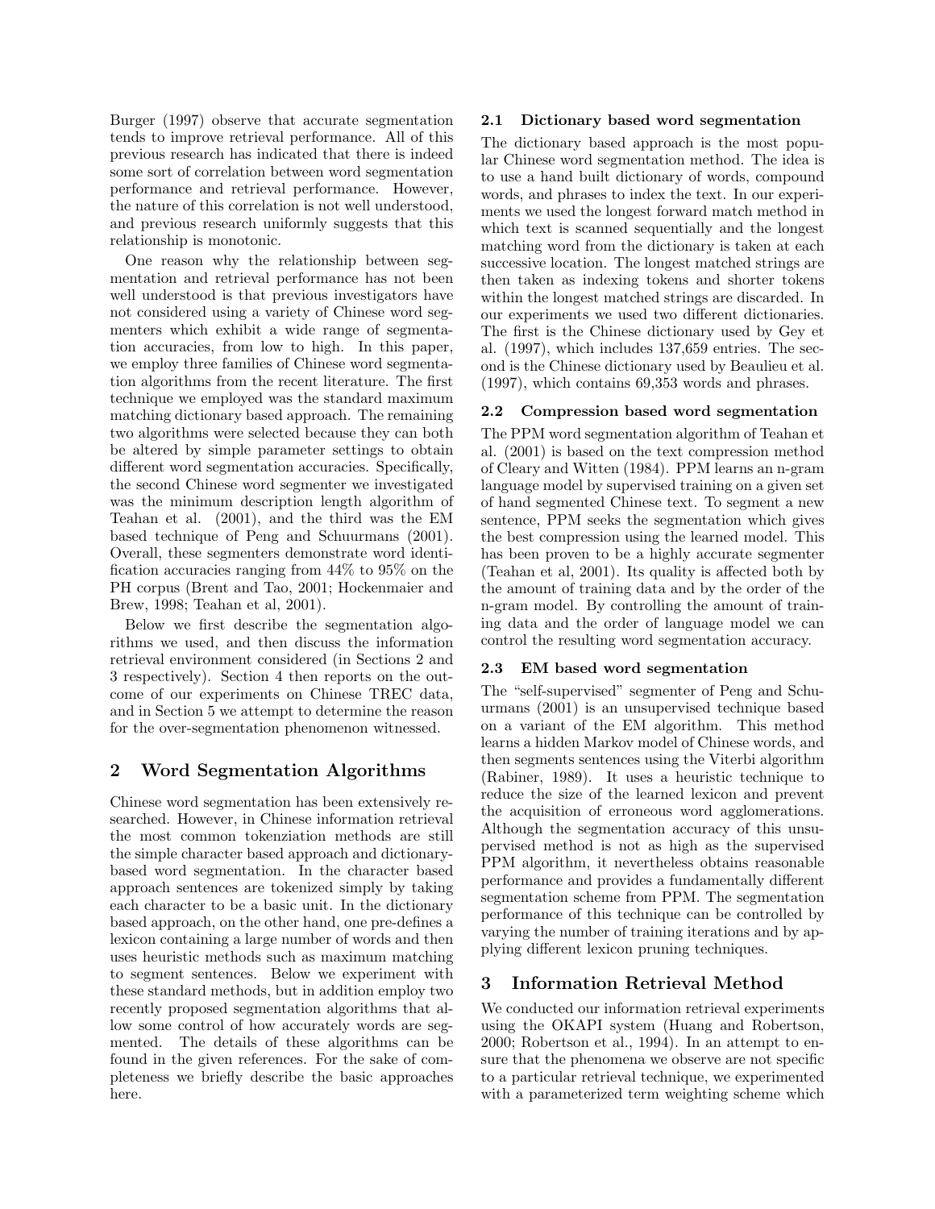Burger (1997) observe that accurate segmentation tends to improve retrieval performance. All of this previous research has indicated that there is indeed some sort of correlation between word segmentation performance and retrieval performance. However, the nature of this correlation is not well understood, and previous research uniformly suggests that this relationship is monotonic.

One reason why the relationship between segmentation and retrieval performance has not been well understood is that previous investigators have not considered using a variety of Chinese word segmenters which exhibit a wide range of segmentation accuracies, from low to high. In this paper, we employ three families of Chinese word segmentation algorithms from the recent literature. The first technique we employed was the standard maximum matching dictionary based approach. The remaining two algorithms were selected because they can both be altered by simple parameter settings to obtain different word segmentation accuracies. Specifically, the second Chinese word segmenter we investigated was the minimum description length algorithm of Teahan et al. (2001), and the third was the EM based technique of Peng and Schuurmans (2001). Overall, these segmenters demonstrate word identification accuracies ranging from 44% to 95% on the PH corpus (Brent and Tao, 2001; Hockenmaier and Brew, 1998; Teahan et al, 2001).

Below we first describe the segmentation algorithms we used, and then discuss the information retrieval environment considered (in Sections 2 and 3 respectively). Section 4 then reports on the outcome of our experiments on Chinese TREC data, and in Section 5 we attempt to determine the reason for the over-segmentation phenomenon witnessed.

## 2 Word Segmentation Algorithms

Chinese word segmentation has been extensively researched. However, in Chinese information retrieval the most common tokenziation methods are still the simple character based approach and dictionary-based word segmentation. In the character based approach sentences are tokenized simply by taking each character to be a basic unit. In the dictionary based approach, on the other hand, one pre-defines a lexicon containing a large number of words and then uses heuristic methods such as maximum matching to segment sentences. Below we experiment with these standard methods, but in addition employ two recently proposed segmentation algorithms that allow some control of how accurately words are segmented. The details of these algorithms can be found in the given references. For the sake of completeness we briefly describe the basic approaches here.

### 2.1 Dictionary based word segmentation

The dictionary based approach is the most popular Chinese word segmentation method. The idea is to use a hand built dictionary of words, compound words, and phrases to index the text. In our experiments we used the longest forward match method in which text is scanned sequentially and the longest matching word from the dictionary is taken at each successive location. The longest matched strings are then taken as indexing tokens and shorter tokens within the longest matched strings are discarded. In our experiments we used two different dictionaries. The first is the Chinese dictionary used by Gey et al. (1997), which includes 137,659 entries. The second is the Chinese dictionary used by Beaulieu et al. (1997), which contains 69,353 words and phrases.

### 2.2 Compression based word segmentation

The PPM word segmentation algorithm of Teahan et al. (2001) is based on the text compression method of Cleary and Witten (1984). PPM learns an n-gram language model by supervised training on a given set of hand segmented Chinese text. To segment a new sentence, PPM seeks the segmentation which gives the best compression using the learned model. This has been proven to be a highly accurate segmenter (Teahan et al, 2001). Its quality is affected both by the amount of training data and by the order of the n-gram model. By controlling the amount of training data and the order of language model we can control the resulting word segmentation accuracy.

### 2.3 EM based word segmentation

The "self-supervised" segmenter of Peng and Schuurmans (2001) is an unsupervised technique based on a variant of the EM algorithm. This method learns a hidden Markov model of Chinese words, and then segments sentences using the Viterbi algorithm (Rabiner, 1989). It uses a heuristic technique to reduce the size of the learned lexicon and prevent the acquisition of erroneous word agglomerations. Although the segmentation accuracy of this unsupervised method is not as high as the supervised PPM algorithm, it nevertheless obtains reasonable performance and provides a fundamentally different segmentation scheme from PPM. The segmentation performance of this technique can be controlled by varying the number of training iterations and by applying different lexicon pruning techniques.

## 3 Information Retrieval Method

We conducted our information retrieval experiments using the OKAPI system (Huang and Robertson, 2000; Robertson et al., 1994). In an attempt to ensure that the phenomena we observe are not specific to a particular retrieval technique, we experimented with a parameterized term weighting scheme which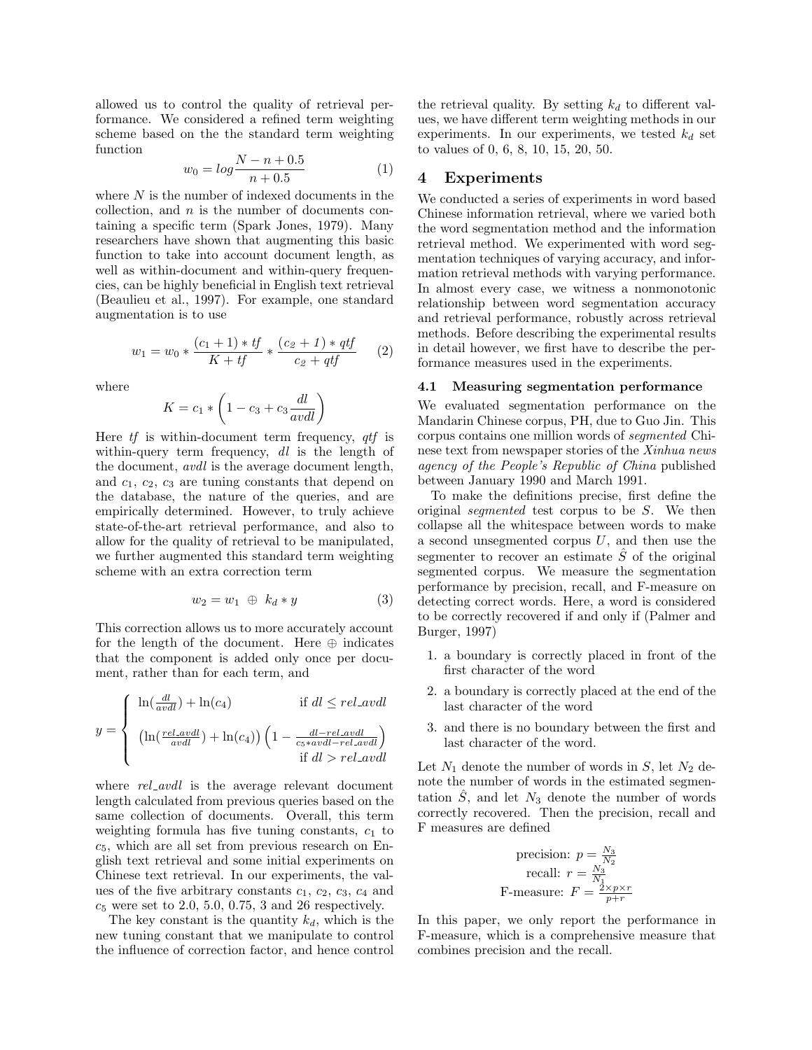allowed us to control the quality of retrieval performance. We considered a refined term weighting scheme based on the the standard term weighting function

$$w_0 = log\frac{N - n + 0.5}{n + 0.5} \tag{1}$$

where $N$ is the number of indexed documents in the collection, and $n$ is the number of documents containing a specific term (Spark Jones, 1979). Many researchers have shown that augmenting this basic function to take into account document length, as well as within-document and within-query frequencies, can be highly beneficial in English text retrieval (Beaulieu et al., 1997). For example, one standard augmentation is to use

$$w_1 = w_0 * \frac{(c_1 + 1) * tf}{K + tf} * \frac{(c_2 + 1) * qtf}{c_2 + qtf} \tag{2}$$

where

$$K = c_1 * \left(1 - c_3 + c_3 \frac{dl}{avdl}\right)$$

Here *tf* is within-document term frequency, *qtf* is within-query term frequency, *dl* is the length of the document, *avdl* is the average document length, and $c_1$, $c_2$, $c_3$ are tuning constants that depend on the database, the nature of the queries, and are empirically determined. However, to truly achieve state-of-the-art retrieval performance, and also to allow for the quality of retrieval to be manipulated, we further augmented this standard term weighting scheme with an extra correction term

$$w_2 = w_1 \ \oplus \ k_d * y \tag{3}$$

This correction allows us to more accurately account for the length of the document. Here $\oplus$ indicates that the component is added only once per document, rather than for each term, and

$$y = \begin{cases} \ln(\frac{dl}{avdl}) + \ln(c_4) & \text{if } dl \le rel\_avdl \\ \left(\ln(\frac{rel\_avdl}{avdl}) + \ln(c_4)\right)\left(1 - \frac{dl - rel\_avdl}{c_5 * avdl - rel\_avdl}\right) & \text{if } dl > rel\_avdl \end{cases}$$

where *rel_avdl* is the average relevant document length calculated from previous queries based on the same collection of documents. Overall, this term weighting formula has five tuning constants, $c_1$ to $c_5$, which are all set from previous research on English text retrieval and some initial experiments on Chinese text retrieval. In our experiments, the values of the five arbitrary constants $c_1$, $c_2$, $c_3$, $c_4$ and $c_5$ were set to 2.0, 5.0, 0.75, 3 and 26 respectively.

The key constant is the quantity $k_d$, which is the new tuning constant that we manipulate to control the influence of correction factor, and hence control the retrieval quality. By setting $k_d$ to different values, we have different term weighting methods in our experiments. In our experiments, we tested $k_d$ set to values of 0, 6, 8, 10, 15, 20, 50.

## 4 Experiments

We conducted a series of experiments in word based Chinese information retrieval, where we varied both the word segmentation method and the information retrieval method. We experimented with word segmentation techniques of varying accuracy, and information retrieval methods with varying performance. In almost every case, we witness a nonmonotonic relationship between word segmentation accuracy and retrieval performance, robustly across retrieval methods. Before describing the experimental results in detail however, we first have to describe the performance measures used in the experiments.

### 4.1 Measuring segmentation performance

We evaluated segmentation performance on the Mandarin Chinese corpus, PH, due to Guo Jin. This corpus contains one million words of *segmented* Chinese text from newspaper stories of the *Xinhua news agency of the People's Republic of China* published between January 1990 and March 1991.

To make the definitions precise, first define the original *segmented* test corpus to be $S$. We then collapse all the whitespace between words to make a second unsegmented corpus $U$, and then use the segmenter to recover an estimate $\hat{S}$ of the original segmented corpus. We measure the segmentation performance by precision, recall, and F-measure on detecting correct words. Here, a word is considered to be correctly recovered if and only if (Palmer and Burger, 1997)

1. a boundary is correctly placed in front of the first character of the word
2. a boundary is correctly placed at the end of the last character of the word
3. and there is no boundary between the first and last character of the word.

Let $N_1$ denote the number of words in $S$, let $N_2$ denote the number of words in the estimated segmentation $\hat{S}$, and let $N_3$ denote the number of words correctly recovered. Then the precision, recall and F measures are defined

$$\text{precision: } p = \frac{N_3}{N_2}$$
$$\text{recall: } r = \frac{N_3}{N_1}$$
$$\text{F-measure: } F = \frac{2 \times p \times r}{p + r}$$

In this paper, we only report the performance in F-measure, which is a comprehensive measure that combines precision and the recall.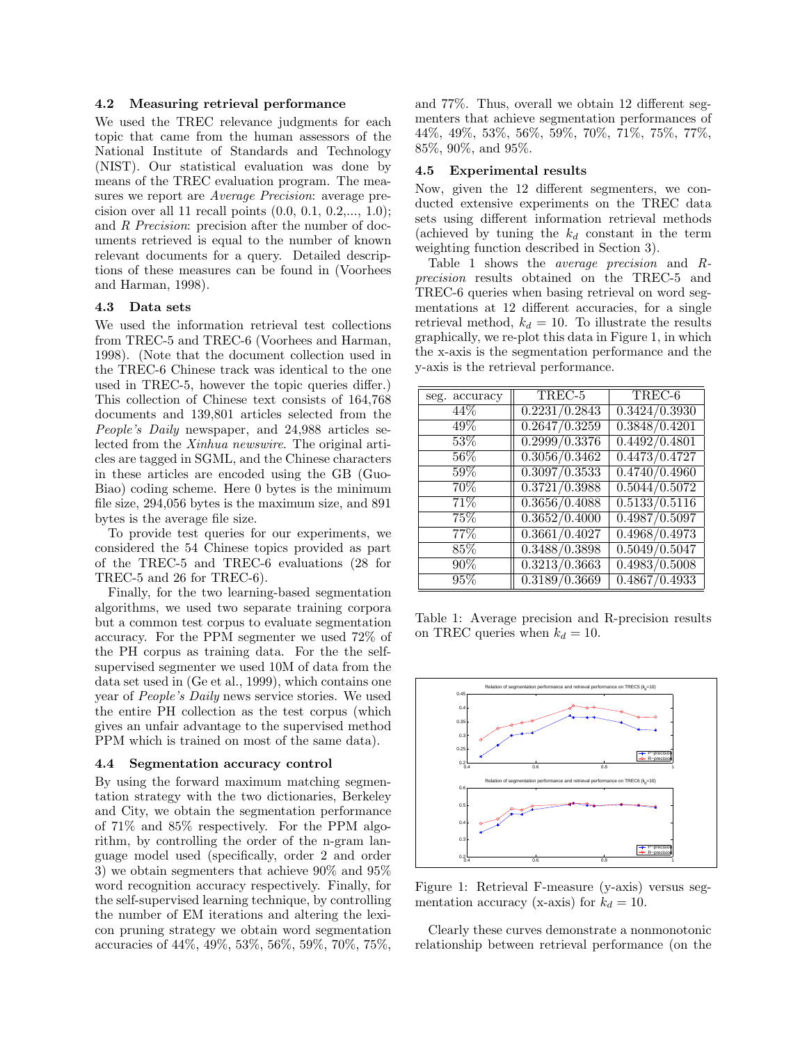### 4.2 Measuring retrieval performance

We used the TREC relevance judgments for each topic that came from the human assessors of the National Institute of Standards and Technology (NIST). Our statistical evaluation was done by means of the TREC evaluation program. The measures we report are *Average Precision*: average precision over all 11 recall points (0.0, 0.1, 0.2,..., 1.0); and *R Precision*: precision after the number of documents retrieved is equal to the number of known relevant documents for a query. Detailed descriptions of these measures can be found in (Voorhees and Harman, 1998).

### 4.3 Data sets

We used the information retrieval test collections from TREC-5 and TREC-6 (Voorhees and Harman, 1998). (Note that the document collection used in the TREC-6 Chinese track was identical to the one used in TREC-5, however the topic queries differ.) This collection of Chinese text consists of 164,768 documents and 139,801 articles selected from the *People's Daily* newspaper, and 24,988 articles selected from the *Xinhua newswire*. The original articles are tagged in SGML, and the Chinese characters in these articles are encoded using the GB (Guo-Biao) coding scheme. Here 0 bytes is the minimum file size, 294,056 bytes is the maximum size, and 891 bytes is the average file size.

To provide test queries for our experiments, we considered the 54 Chinese topics provided as part of the TREC-5 and TREC-6 evaluations (28 for TREC-5 and 26 for TREC-6).

Finally, for the two learning-based segmentation algorithms, we used two separate training corpora but a common test corpus to evaluate segmentation accuracy. For the PPM segmenter we used 72% of the PH corpus as training data. For the the self-supervised segmenter we used 10M of data from the data set used in (Ge et al., 1999), which contains one year of *People's Daily* news service stories. We used the entire PH collection as the test corpus (which gives an unfair advantage to the supervised method PPM which is trained on most of the same data).

### 4.4 Segmentation accuracy control

By using the forward maximum matching segmentation strategy with the two dictionaries, Berkeley and City, we obtain the segmentation performance of 71% and 85% respectively. For the PPM algorithm, by controlling the order of the n-gram language model used (specifically, order 2 and order 3) we obtain segmenters that achieve 90% and 95% word recognition accuracy respectively. Finally, for the self-supervised learning technique, by controlling the number of EM iterations and altering the lexicon pruning strategy we obtain word segmentation accuracies of 44%, 49%, 53%, 56%, 59%, 70%, 75%, and 77%. Thus, overall we obtain 12 different segmenters that achieve segmentation performances of 44%, 49%, 53%, 56%, 59%, 70%, 71%, 75%, 77%, 85%, 90%, and 95%.

### 4.5 Experimental results

Now, given the 12 different segmenters, we conducted extensive experiments on the TREC data sets using different information retrieval methods (achieved by tuning the $k_d$ constant in the term weighting function described in Section 3).

Table 1 shows the *average precision* and *R-precision* results obtained on the TREC-5 and TREC-6 queries when basing retrieval on word segmentations at 12 different accuracies, for a single retrieval method, $k_d = 10$. To illustrate the results graphically, we re-plot this data in Figure 1, in which the x-axis is the segmentation performance and the y-axis is the retrieval performance.

| seg. accuracy | TREC-5 | TREC-6 |
|---|---|---|
| 44% | 0.2231/0.2843 | 0.3424/0.3930 |
| 49% | 0.2647/0.3259 | 0.3848/0.4201 |
| 53% | 0.2999/0.3376 | 0.4492/0.4801 |
| 56% | 0.3056/0.3462 | 0.4473/0.4727 |
| 59% | 0.3097/0.3533 | 0.4740/0.4960 |
| 70% | 0.3721/0.3988 | 0.5044/0.5072 |
| 71% | 0.3656/0.4088 | 0.5133/0.5116 |
| 75% | 0.3652/0.4000 | 0.4987/0.5097 |
| 77% | 0.3661/0.4027 | 0.4968/0.4973 |
| 85% | 0.3488/0.3898 | 0.5049/0.5047 |
| 90% | 0.3213/0.3663 | 0.4983/0.5008 |
| 95% | 0.3189/0.3669 | 0.4867/0.4933 |

Table 1: Average precision and R-precision results on TREC queries when $k_d = 10$.

Figure 1: Retrieval F-measure (y-axis) versus segmentation accuracy (x-axis) for $k_d = 10$.

Clearly these curves demonstrate a nonmonotonic relationship between retrieval performance (on the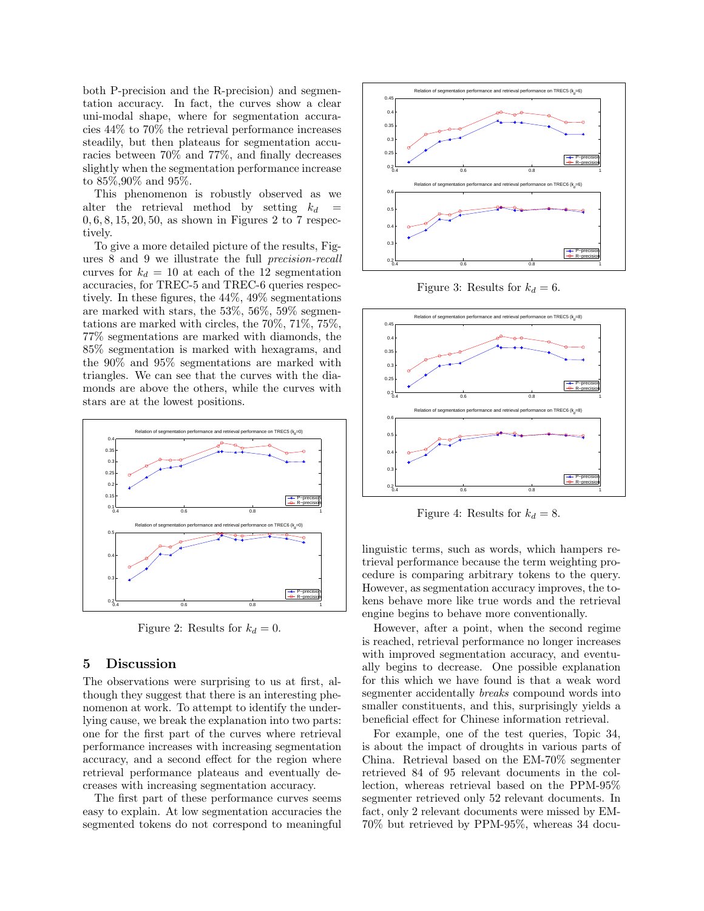both P-precision and the R-precision) and segmentation accuracy. In fact, the curves show a clear uni-modal shape, where for segmentation accuracies 44% to 70% the retrieval performance increases steadily, but then plateaus for segmentation accuracies between 70% and 77%, and finally decreases slightly when the segmentation performance increase to 85%,90% and 95%.

This phenomenon is robustly observed as we alter the retrieval method by setting $k_d = 0, 6, 8, 15, 20, 50$, as shown in Figures 2 to 7 respectively.

To give a more detailed picture of the results, Figures 8 and 9 we illustrate the full *precision-recall* curves for $k_d = 10$ at each of the 12 segmentation accuracies, for TREC-5 and TREC-6 queries respectively. In these figures, the 44%, 49% segmentations are marked with stars, the 53%, 56%, 59% segmentations are marked with circles, the 70%, 71%, 75%, 77% segmentations are marked with diamonds, the 85% segmentation is marked with hexagrams, and the 90% and 95% segmentations are marked with triangles. We can see that the curves with the diamonds are above the others, while the curves with stars are at the lowest positions.

Figure 2: Results for $k_d = 0$.

Figure 3: Results for $k_d = 6$.

Figure 4: Results for $k_d = 8$.

## 5 Discussion

The observations were surprising to us at first, although they suggest that there is an interesting phenomenon at work. To attempt to identify the underlying cause, we break the explanation into two parts: one for the first part of the curves where retrieval performance increases with increasing segmentation accuracy, and a second effect for the region where retrieval performance plateaus and eventually decreases with increasing segmentation accuracy.

The first part of these performance curves seems easy to explain. At low segmentation accuracies the segmented tokens do not correspond to meaningful linguistic terms, such as words, which hampers retrieval performance because the term weighting procedure is comparing arbitrary tokens to the query. However, as segmentation accuracy improves, the tokens behave more like true words and the retrieval engine begins to behave more conventionally.

However, after a point, when the second regime is reached, retrieval performance no longer increases with improved segmentation accuracy, and eventually begins to decrease. One possible explanation for this which we have found is that a weak word segmenter accidentally *breaks* compound words into smaller constituents, and this, surprisingly yields a beneficial effect for Chinese information retrieval.

For example, one of the test queries, Topic 34, is about the impact of droughts in various parts of China. Retrieval based on the EM-70% segmenter retrieved 84 of 95 relevant documents in the collection, whereas retrieval based on the PPM-95% segmenter retrieved only 52 relevant documents. In fact, only 2 relevant documents were missed by EM-70% but retrieved by PPM-95%, whereas 34 docu-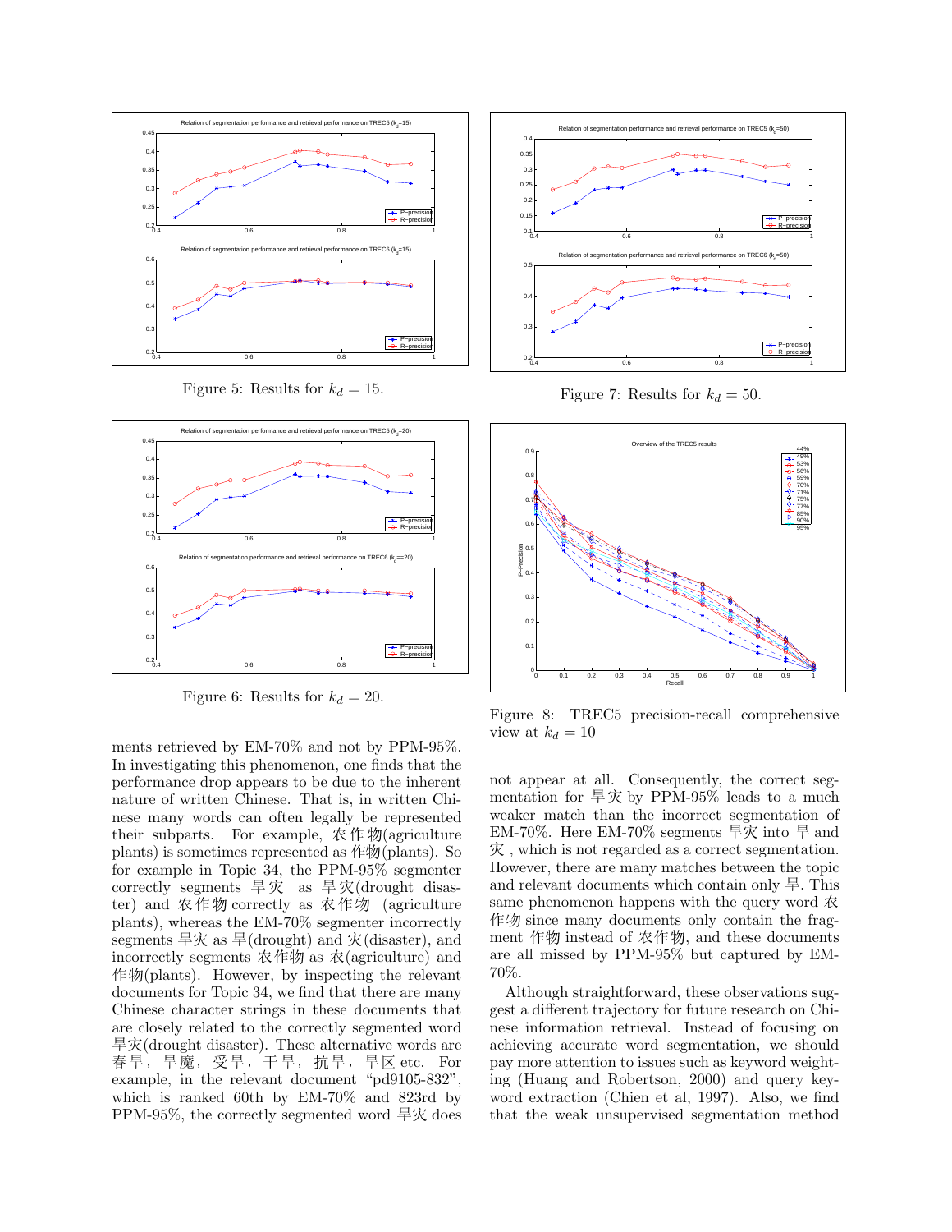Figure 5: Results for $k_d = 15$.

Figure 6: Results for $k_d = 20$.

Figure 7: Results for $k_d = 50$.

Figure 8: TREC5 precision-recall comprehensive view at $k_d = 10$

ments retrieved by EM-70% and not by PPM-95%. In investigating this phenomenon, one finds that the performance drop appears to be due to the inherent nature of written Chinese. That is, in written Chinese many words can often legally be represented their subparts. For example, 农作物(agriculture plants) is sometimes represented as 作物(plants). So for example in Topic 34, the PPM-95% segmenter correctly segments 旱灾 as 旱灾(drought disaster) and 农作物 correctly as 农作物 (agriculture plants), whereas the EM-70% segmenter incorrectly segments 旱灾 as 旱(drought) and 灾(disaster), and incorrectly segments 农作物 as 农(agriculture) and 作物(plants). However, by inspecting the relevant documents for Topic 34, we find that there are many Chinese character strings in these documents that are closely related to the correctly segmented word 旱灾(drought disaster). These alternative words are 春旱，旱魔，受旱，干旱，抗旱，旱区 etc. For example, in the relevant document "pd9105-832", which is ranked 60th by EM-70% and 823rd by PPM-95%, the correctly segmented word 旱灾 does not appear at all. Consequently, the correct segmentation for 旱灾 by PPM-95% leads to a much weaker match than the incorrect segmentation of EM-70%. Here EM-70% segments 旱灾 into 旱 and 灾 , which is not regarded as a correct segmentation. However, there are many matches between the topic and relevant documents which contain only 旱. This same phenomenon happens with the query word 农作物 since many documents only contain the fragment 作物 instead of 农作物, and these documents are all missed by PPM-95% but captured by EM-70%.

Although straightforward, these observations suggest a different trajectory for future research on Chinese information retrieval. Instead of focusing on achieving accurate word segmentation, we should pay more attention to issues such as keyword weighting (Huang and Robertson, 2000) and query keyword extraction (Chien et al, 1997). Also, we find that the weak unsupervised segmentation method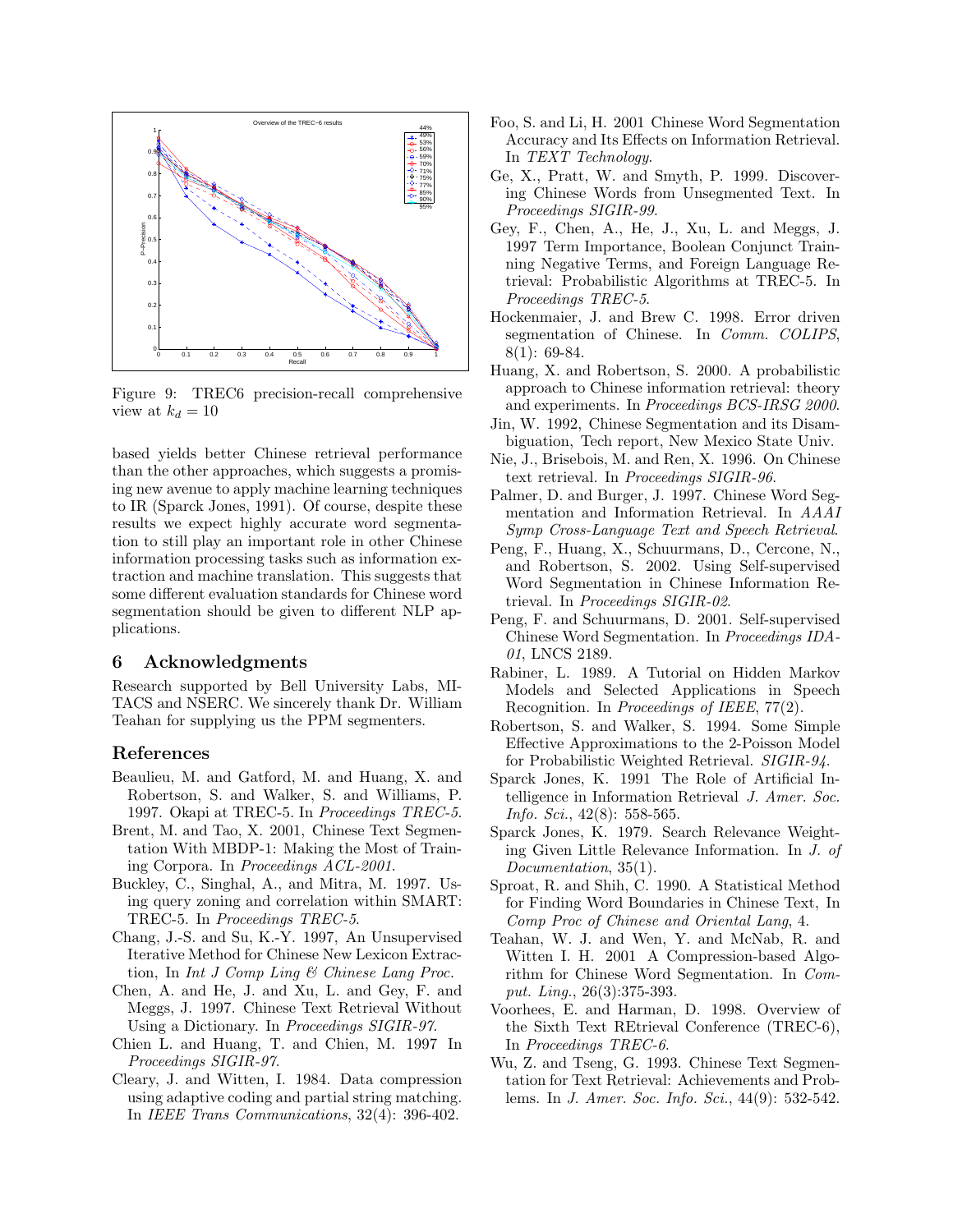Overview of the TREC−6 results

1
0.9
0.8
0.7
0.6
0.5
0.4
0.3
0.2
0.1
0

P−Precision

0 0.1 0.2 0.3 0.4 0.5 0.6 0.7 0.8 0.9 1

Recall

44%
49%
53%
56%
59%
70%
71%
75%
77%
85%
90%
95%

Figure 9: TREC6 precision-recall comprehensive view at $k_d = 10$

based yields better Chinese retrieval performance than the other approaches, which suggests a promising new avenue to apply machine learning techniques to IR (Sparck Jones, 1991). Of course, despite these results we expect highly accurate word segmentation to still play an important role in other Chinese information processing tasks such as information extraction and machine translation. This suggests that some different evaluation standards for Chinese word segmentation should be given to different NLP applications.

## 6 Acknowledgments

Research supported by Bell University Labs, MITACS and NSERC. We sincerely thank Dr. William Teahan for supplying us the PPM segmenters.

## References

Beaulieu, M. and Gatford, M. and Huang, X. and Robertson, S. and Walker, S. and Williams, P. 1997. Okapi at TREC-5. In *Proceedings TREC-5*.

Brent, M. and Tao, X. 2001, Chinese Text Segmentation With MBDP-1: Making the Most of Training Corpora. In *Proceedings ACL-2001*.

Buckley, C., Singhal, A., and Mitra, M. 1997. Using query zoning and correlation within SMART: TREC-5. In *Proceedings TREC-5*.

Chang, J.-S. and Su, K.-Y. 1997, An Unsupervised Iterative Method for Chinese New Lexicon Extraction, In *Int J Comp Ling & Chinese Lang Proc.*

Chen, A. and He, J. and Xu, L. and Gey, F. and Meggs, J. 1997. Chinese Text Retrieval Without Using a Dictionary. In *Proceedings SIGIR-97*.

Chien L. and Huang, T. and Chien, M. 1997 In *Proceedings SIGIR-97*.

Cleary, J. and Witten, I. 1984. Data compression using adaptive coding and partial string matching. In *IEEE Trans Communications*, 32(4): 396-402.

Foo, S. and Li, H. 2001 Chinese Word Segmentation Accuracy and Its Effects on Information Retrieval. In *TEXT Technology*.

Ge, X., Pratt, W. and Smyth, P. 1999. Discovering Chinese Words from Unsegmented Text. In *Proceedings SIGIR-99*.

Gey, F., Chen, A., He, J., Xu, L. and Meggs, J. 1997 Term Importance, Boolean Conjunct Trainning Negative Terms, and Foreign Language Retrieval: Probabilistic Algorithms at TREC-5. In *Proceedings TREC-5*.

Hockenmaier, J. and Brew C. 1998. Error driven segmentation of Chinese. In *Comm. COLIPS*, 8(1): 69-84.

Huang, X. and Robertson, S. 2000. A probabilistic approach to Chinese information retrieval: theory and experiments. In *Proceedings BCS-IRSG 2000*.

Jin, W. 1992, Chinese Segmentation and its Disambiguation, Tech report, New Mexico State Univ.

Nie, J., Brisebois, M. and Ren, X. 1996. On Chinese text retrieval. In *Proceedings SIGIR-96*.

Palmer, D. and Burger, J. 1997. Chinese Word Segmentation and Information Retrieval. In *AAAI Symp Cross-Language Text and Speech Retrieval*.

Peng, F., Huang, X., Schuurmans, D., Cercone, N., and Robertson, S. 2002. Using Self-supervised Word Segmentation in Chinese Information Retrieval. In *Proceedings SIGIR-02*.

Peng, F. and Schuurmans, D. 2001. Self-supervised Chinese Word Segmentation. In *Proceedings IDA-01*, LNCS 2189.

Rabiner, L. 1989. A Tutorial on Hidden Markov Models and Selected Applications in Speech Recognition. In *Proceedings of IEEE*, 77(2).

Robertson, S. and Walker, S. 1994. Some Simple Effective Approximations to the 2-Poisson Model for Probabilistic Weighted Retrieval. *SIGIR-94*.

Sparck Jones, K. 1991 The Role of Artificial Intelligence in Information Retrieval *J. Amer. Soc. Info. Sci.*, 42(8): 558-565.

Sparck Jones, K. 1979. Search Relevance Weighting Given Little Relevance Information. In *J. of Documentation*, 35(1).

Sproat, R. and Shih, C. 1990. A Statistical Method for Finding Word Boundaries in Chinese Text, In *Comp Proc of Chinese and Oriental Lang*, 4.

Teahan, W. J. and Wen, Y. and McNab, R. and Witten I. H. 2001 A Compression-based Algorithm for Chinese Word Segmentation. In *Comput. Ling.*, 26(3):375-393.

Voorhees, E. and Harman, D. 1998. Overview of the Sixth Text REtrieval Conference (TREC-6), In *Proceedings TREC-6*.

Wu, Z. and Tseng, G. 1993. Chinese Text Segmentation for Text Retrieval: Achievements and Problems. In *J. Amer. Soc. Info. Sci.*, 44(9): 532-542.